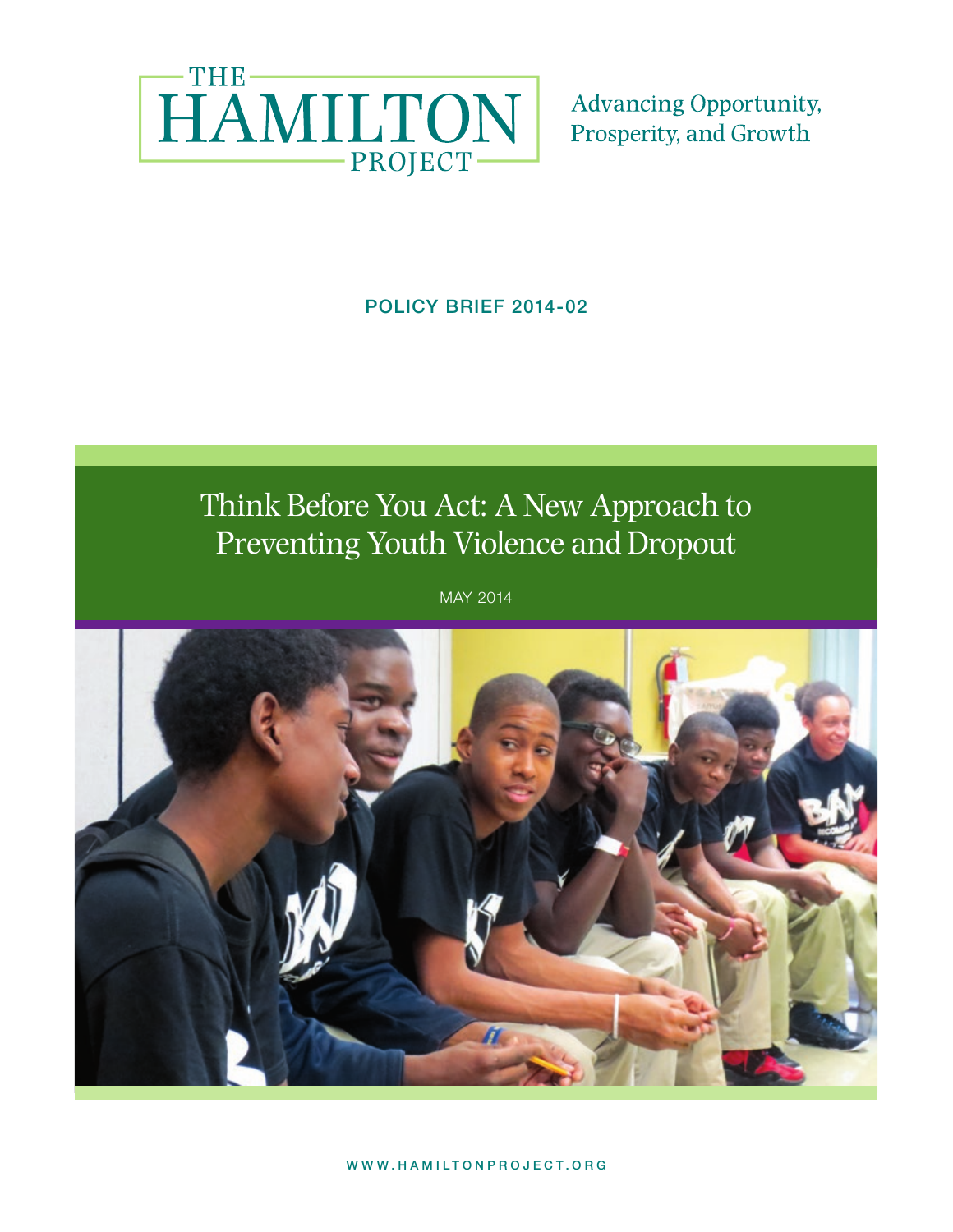THE HAMILTON PROJECT

Advancing Opportunity, Prosperity, and Growth

**POLICY BRIEF 2014-02**

# Think Before You Act: A New Approach to Preventing Youth Violence and Dropout

MAY 2014

WWW.HAMILTONPROJECT.ORG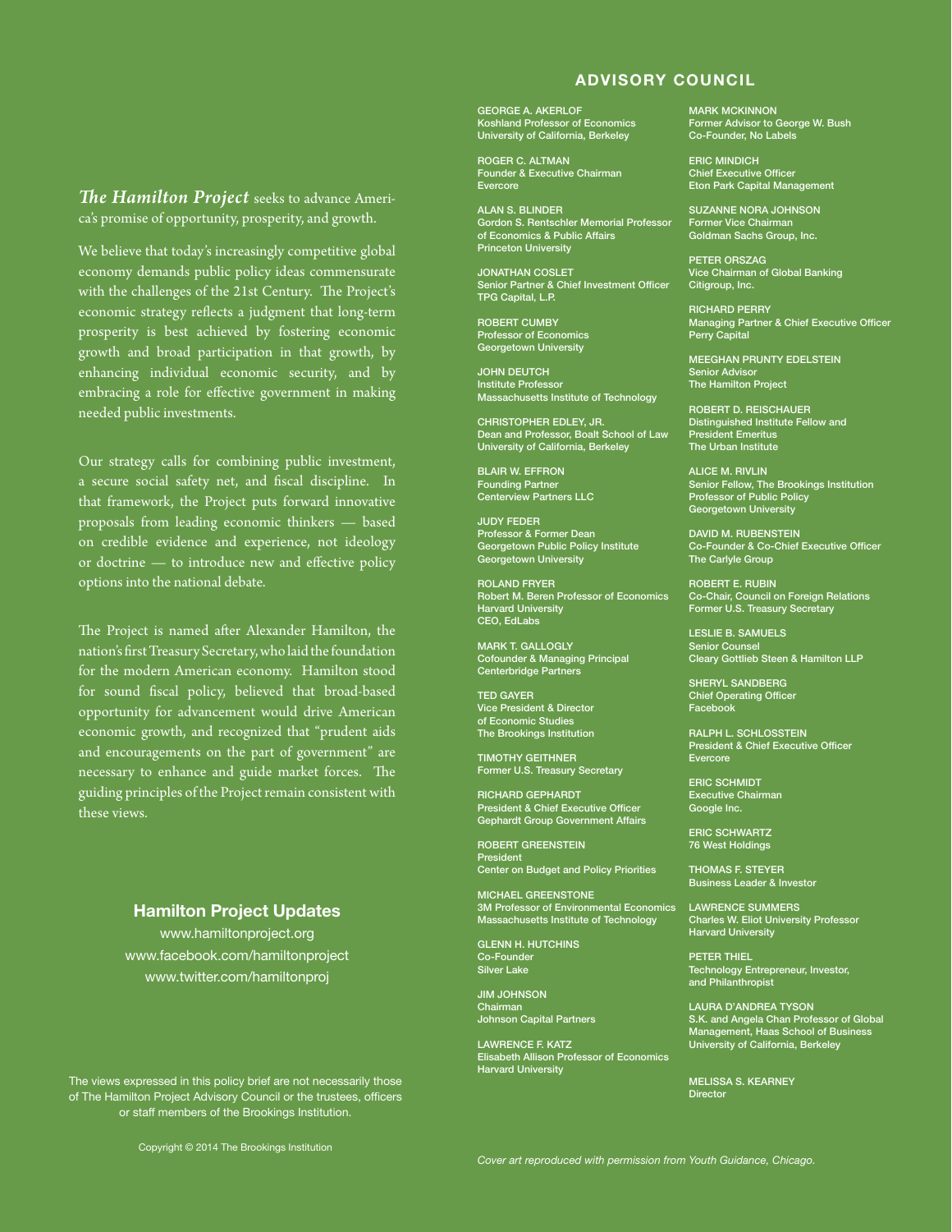*The Hamilton Project* seeks to advance America's promise of opportunity, prosperity, and growth.

We believe that today's increasingly competitive global economy demands public policy ideas commensurate with the challenges of the 21st Century. The Project's economic strategy reflects a judgment that long-term prosperity is best achieved by fostering economic growth and broad participation in that growth, by enhancing individual economic security, and by embracing a role for effective government in making needed public investments.

Our strategy calls for combining public investment, a secure social safety net, and fiscal discipline. In that framework, the Project puts forward innovative proposals from leading economic thinkers — based on credible evidence and experience, not ideology or doctrine — to introduce new and effective policy options into the national debate.

The Project is named after Alexander Hamilton, the nation's first Treasury Secretary, who laid the foundation for the modern American economy. Hamilton stood for sound fiscal policy, believed that broad-based opportunity for advancement would drive American economic growth, and recognized that "prudent aids and encouragements on the part of government" are necessary to enhance and guide market forces. The guiding principles of the Project remain consistent with these views.

## Hamilton Project Updates

www.hamiltonproject.org
www.facebook.com/hamiltonproject
www.twitter.com/hamiltonproj

The views expressed in this policy brief are not necessarily those of The Hamilton Project Advisory Council or the trustees, officers or staff members of the Brookings Institution.

Copyright © 2014 The Brookings Institution

## ADVISORY COUNCIL

GEORGE A. AKERLOF
Koshland Professor of Economics
University of California, Berkeley

ROGER C. ALTMAN
Founder & Executive Chairman
Evercore

ALAN S. BLINDER
Gordon S. Rentschler Memorial Professor of Economics & Public Affairs
Princeton University

JONATHAN COSLET
Senior Partner & Chief Investment Officer
TPG Capital, L.P.

ROBERT CUMBY
Professor of Economics
Georgetown University

JOHN DEUTCH
Institute Professor
Massachusetts Institute of Technology

CHRISTOPHER EDLEY, JR.
Dean and Professor, Boalt School of Law
University of California, Berkeley

BLAIR W. EFFRON
Founding Partner
Centerview Partners LLC

JUDY FEDER
Professor & Former Dean
Georgetown Public Policy Institute
Georgetown University

ROLAND FRYER
Robert M. Beren Professor of Economics
Harvard University
CEO, EdLabs

MARK T. GALLOGLY
Cofounder & Managing Principal
Centerbridge Partners

TED GAYER
Vice President & Director of Economic Studies
The Brookings Institution

TIMOTHY GEITHNER
Former U.S. Treasury Secretary

RICHARD GEPHARDT
President & Chief Executive Officer
Gephardt Group Government Affairs

ROBERT GREENSTEIN
President
Center on Budget and Policy Priorities

MICHAEL GREENSTONE
3M Professor of Environmental Economics
Massachusetts Institute of Technology

GLENN H. HUTCHINS
Co-Founder
Silver Lake

JIM JOHNSON
Chairman
Johnson Capital Partners

LAWRENCE F. KATZ
Elisabeth Allison Professor of Economics
Harvard University

MARK MCKINNON
Former Advisor to George W. Bush
Co-Founder, No Labels

ERIC MINDICH
Chief Executive Officer
Eton Park Capital Management

SUZANNE NORA JOHNSON
Former Vice Chairman
Goldman Sachs Group, Inc.

PETER ORSZAG
Vice Chairman of Global Banking
Citigroup, Inc.

RICHARD PERRY
Managing Partner & Chief Executive Officer
Perry Capital

MEEGHAN PRUNTY EDELSTEIN
Senior Advisor
The Hamilton Project

ROBERT D. REISCHAUER
Distinguished Institute Fellow and President Emeritus
The Urban Institute

ALICE M. RIVLIN
Senior Fellow, The Brookings Institution
Professor of Public Policy
Georgetown University

DAVID M. RUBENSTEIN
Co-Founder & Co-Chief Executive Officer
The Carlyle Group

ROBERT E. RUBIN
Co-Chair, Council on Foreign Relations
Former U.S. Treasury Secretary

LESLIE B. SAMUELS
Senior Counsel
Cleary Gottlieb Steen & Hamilton LLP

SHERYL SANDBERG
Chief Operating Officer
Facebook

RALPH L. SCHLOSSTEIN
President & Chief Executive Officer
Evercore

ERIC SCHMIDT
Executive Chairman
Google Inc.

ERIC SCHWARTZ
76 West Holdings

THOMAS F. STEYER
Business Leader & Investor

LAWRENCE SUMMERS
Charles W. Eliot University Professor
Harvard University

PETER THIEL
Technology Entrepreneur, Investor, and Philanthropist

LAURA D'ANDREA TYSON
S.K. and Angela Chan Professor of Global Management, Haas School of Business
University of California, Berkeley

MELISSA S. KEARNEY
Director

*Cover art reproduced with permission from Youth Guidance, Chicago.*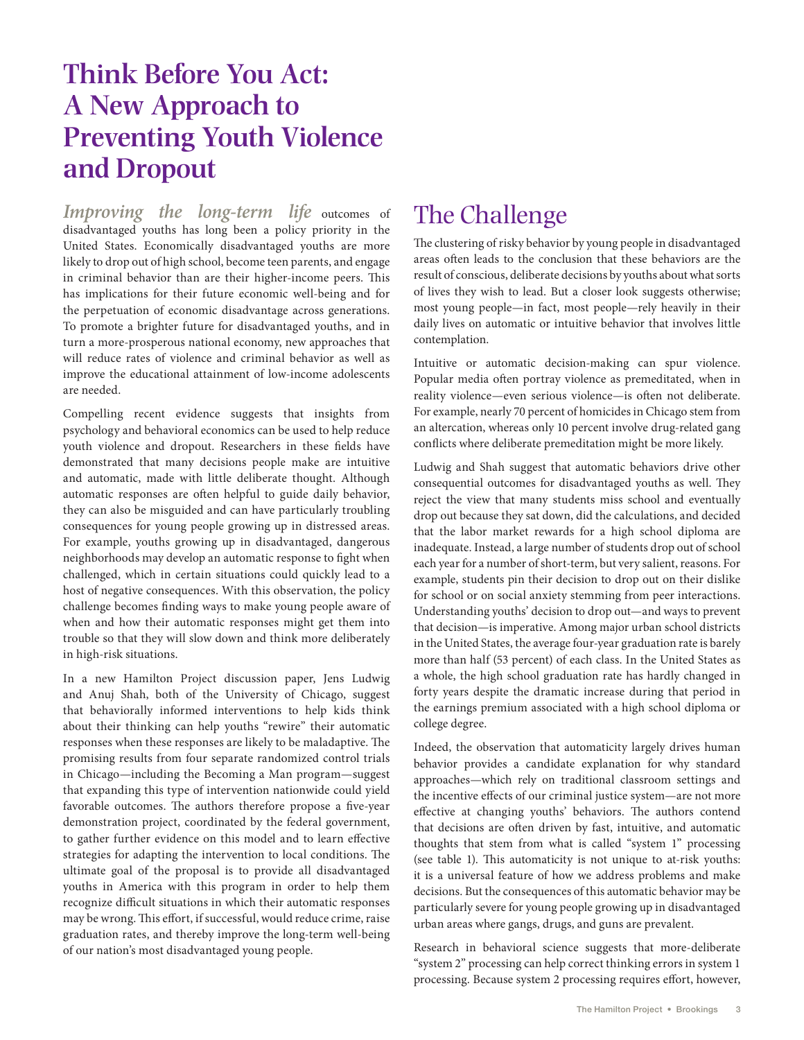# Think Before You Act: A New Approach to Preventing Youth Violence and Dropout

***Improving the long-term life*** outcomes of disadvantaged youths has long been a policy priority in the United States. Economically disadvantaged youths are more likely to drop out of high school, become teen parents, and engage in criminal behavior than are their higher-income peers. This has implications for their future economic well-being and for the perpetuation of economic disadvantage across generations. To promote a brighter future for disadvantaged youths, and in turn a more-prosperous national economy, new approaches that will reduce rates of violence and criminal behavior as well as improve the educational attainment of low-income adolescents are needed.

Compelling recent evidence suggests that insights from psychology and behavioral economics can be used to help reduce youth violence and dropout. Researchers in these fields have demonstrated that many decisions people make are intuitive and automatic, made with little deliberate thought. Although automatic responses are often helpful to guide daily behavior, they can also be misguided and can have particularly troubling consequences for young people growing up in distressed areas. For example, youths growing up in disadvantaged, dangerous neighborhoods may develop an automatic response to fight when challenged, which in certain situations could quickly lead to a host of negative consequences. With this observation, the policy challenge becomes finding ways to make young people aware of when and how their automatic responses might get them into trouble so that they will slow down and think more deliberately in high-risk situations.

In a new Hamilton Project discussion paper, Jens Ludwig and Anuj Shah, both of the University of Chicago, suggest that behaviorally informed interventions to help kids think about their thinking can help youths "rewire" their automatic responses when these responses are likely to be maladaptive. The promising results from four separate randomized control trials in Chicago—including the Becoming a Man program—suggest that expanding this type of intervention nationwide could yield favorable outcomes. The authors therefore propose a five-year demonstration project, coordinated by the federal government, to gather further evidence on this model and to learn effective strategies for adapting the intervention to local conditions. The ultimate goal of the proposal is to provide all disadvantaged youths in America with this program in order to help them recognize difficult situations in which their automatic responses may be wrong. This effort, if successful, would reduce crime, raise graduation rates, and thereby improve the long-term well-being of our nation's most disadvantaged young people.

## The Challenge

The clustering of risky behavior by young people in disadvantaged areas often leads to the conclusion that these behaviors are the result of conscious, deliberate decisions by youths about what sorts of lives they wish to lead. But a closer look suggests otherwise; most young people—in fact, most people—rely heavily in their daily lives on automatic or intuitive behavior that involves little contemplation.

Intuitive or automatic decision-making can spur violence. Popular media often portray violence as premeditated, when in reality violence—even serious violence—is often not deliberate. For example, nearly 70 percent of homicides in Chicago stem from an altercation, whereas only 10 percent involve drug-related gang conflicts where deliberate premeditation might be more likely.

Ludwig and Shah suggest that automatic behaviors drive other consequential outcomes for disadvantaged youths as well. They reject the view that many students miss school and eventually drop out because they sat down, did the calculations, and decided that the labor market rewards for a high school diploma are inadequate. Instead, a large number of students drop out of school each year for a number of short-term, but very salient, reasons. For example, students pin their decision to drop out on their dislike for school or on social anxiety stemming from peer interactions. Understanding youths' decision to drop out—and ways to prevent that decision—is imperative. Among major urban school districts in the United States, the average four-year graduation rate is barely more than half (53 percent) of each class. In the United States as a whole, the high school graduation rate has hardly changed in forty years despite the dramatic increase during that period in the earnings premium associated with a high school diploma or college degree.

Indeed, the observation that automaticity largely drives human behavior provides a candidate explanation for why standard approaches—which rely on traditional classroom settings and the incentive effects of our criminal justice system—are not more effective at changing youths' behaviors. The authors contend that decisions are often driven by fast, intuitive, and automatic thoughts that stem from what is called "system 1" processing (see table 1). This automaticity is not unique to at-risk youths: it is a universal feature of how we address problems and make decisions. But the consequences of this automatic behavior may be particularly severe for young people growing up in disadvantaged urban areas where gangs, drugs, and guns are prevalent.

Research in behavioral science suggests that more-deliberate "system 2" processing can help correct thinking errors in system 1 processing. Because system 2 processing requires effort, however,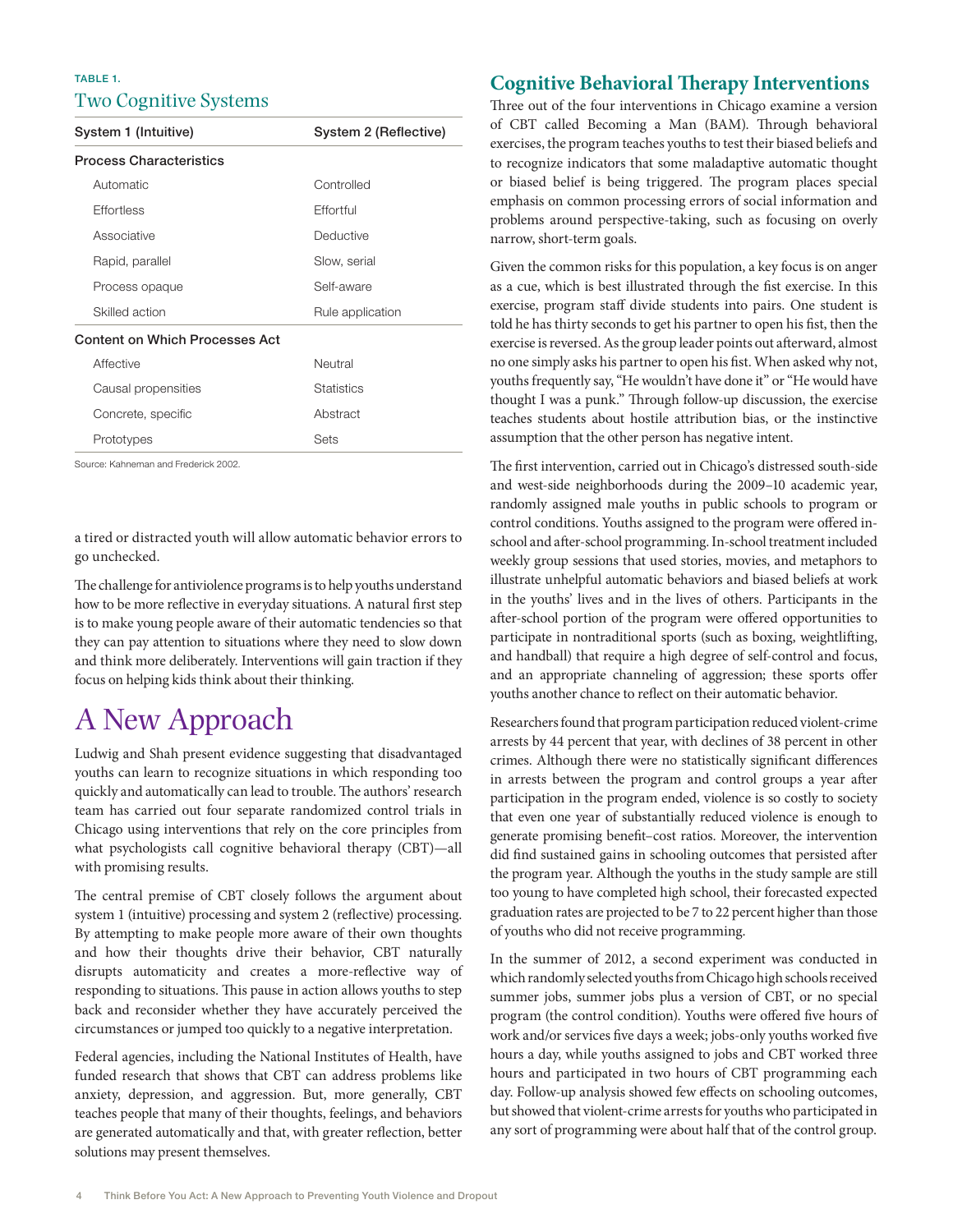TABLE 1.

## Two Cognitive Systems

| System 1 (Intuitive) | System 2 (Reflective) |
|---|---|
| **Process Characteristics** | |
| Automatic | Controlled |
| Effortless | Effortful |
| Associative | Deductive |
| Rapid, parallel | Slow, serial |
| Process opaque | Self-aware |
| Skilled action | Rule application |
| **Content on Which Processes Act** | |
| Affective | Neutral |
| Causal propensities | Statistics |
| Concrete, specific | Abstract |
| Prototypes | Sets |

Source: Kahneman and Frederick 2002.

a tired or distracted youth will allow automatic behavior errors to go unchecked.

The challenge for antiviolence programs is to help youths understand how to be more reflective in everyday situations. A natural first step is to make young people aware of their automatic tendencies so that they can pay attention to situations where they need to slow down and think more deliberately. Interventions will gain traction if they focus on helping kids think about their thinking.

# A New Approach

Ludwig and Shah present evidence suggesting that disadvantaged youths can learn to recognize situations in which responding too quickly and automatically can lead to trouble. The authors' research team has carried out four separate randomized control trials in Chicago using interventions that rely on the core principles from what psychologists call cognitive behavioral therapy (CBT)—all with promising results.

The central premise of CBT closely follows the argument about system 1 (intuitive) processing and system 2 (reflective) processing. By attempting to make people more aware of their own thoughts and how their thoughts drive their behavior, CBT naturally disrupts automaticity and creates a more-reflective way of responding to situations. This pause in action allows youths to step back and reconsider whether they have accurately perceived the circumstances or jumped too quickly to a negative interpretation.

Federal agencies, including the National Institutes of Health, have funded research that shows that CBT can address problems like anxiety, depression, and aggression. But, more generally, CBT teaches people that many of their thoughts, feelings, and behaviors are generated automatically and that, with greater reflection, better solutions may present themselves.

## Cognitive Behavioral Therapy Interventions

Three out of the four interventions in Chicago examine a version of CBT called Becoming a Man (BAM). Through behavioral exercises, the program teaches youths to test their biased beliefs and to recognize indicators that some maladaptive automatic thought or biased belief is being triggered. The program places special emphasis on common processing errors of social information and problems around perspective-taking, such as focusing on overly narrow, short-term goals.

Given the common risks for this population, a key focus is on anger as a cue, which is best illustrated through the fist exercise. In this exercise, program staff divide students into pairs. One student is told he has thirty seconds to get his partner to open his fist, then the exercise is reversed. As the group leader points out afterward, almost no one simply asks his partner to open his fist. When asked why not, youths frequently say, "He wouldn't have done it" or "He would have thought I was a punk." Through follow-up discussion, the exercise teaches students about hostile attribution bias, or the instinctive assumption that the other person has negative intent.

The first intervention, carried out in Chicago's distressed south-side and west-side neighborhoods during the 2009–10 academic year, randomly assigned male youths in public schools to program or control conditions. Youths assigned to the program were offered in-school and after-school programming. In-school treatment included weekly group sessions that used stories, movies, and metaphors to illustrate unhelpful automatic behaviors and biased beliefs at work in the youths' lives and in the lives of others. Participants in the after-school portion of the program were offered opportunities to participate in nontraditional sports (such as boxing, weightlifting, and handball) that require a high degree of self-control and focus, and an appropriate channeling of aggression; these sports offer youths another chance to reflect on their automatic behavior.

Researchers found that program participation reduced violent-crime arrests by 44 percent that year, with declines of 38 percent in other crimes. Although there were no statistically significant differences in arrests between the program and control groups a year after participation in the program ended, violence is so costly to society that even one year of substantially reduced violence is enough to generate promising benefit–cost ratios. Moreover, the intervention did find sustained gains in schooling outcomes that persisted after the program year. Although the youths in the study sample are still too young to have completed high school, their forecasted expected graduation rates are projected to be 7 to 22 percent higher than those of youths who did not receive programming.

In the summer of 2012, a second experiment was conducted in which randomly selected youths from Chicago high schools received summer jobs, summer jobs plus a version of CBT, or no special program (the control condition). Youths were offered five hours of work and/or services five days a week; jobs-only youths worked five hours a day, while youths assigned to jobs and CBT worked three hours and participated in two hours of CBT programming each day. Follow-up analysis showed few effects on schooling outcomes, but showed that violent-crime arrests for youths who participated in any sort of programming were about half that of the control group.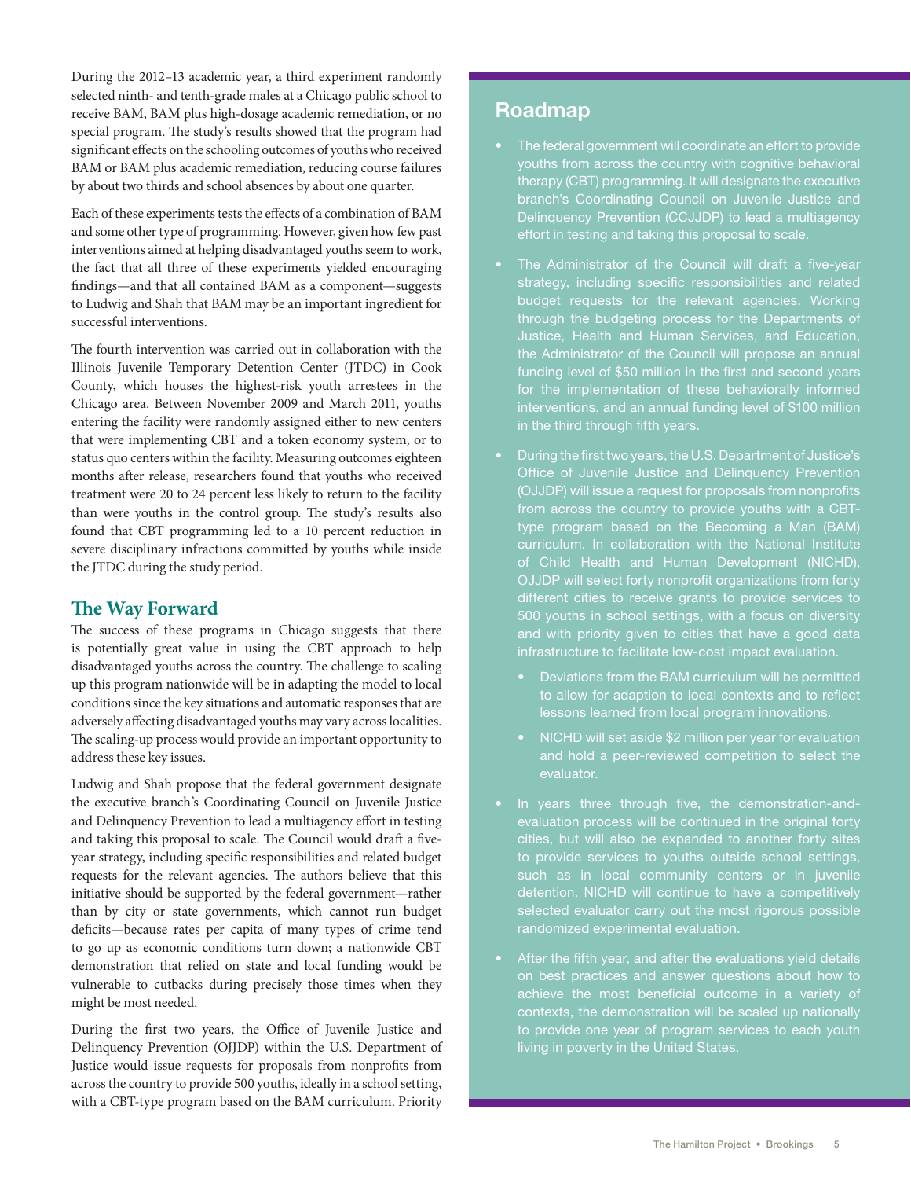During the 2012–13 academic year, a third experiment randomly selected ninth- and tenth-grade males at a Chicago public school to receive BAM, BAM plus high-dosage academic remediation, or no special program. The study's results showed that the program had significant effects on the schooling outcomes of youths who received BAM or BAM plus academic remediation, reducing course failures by about two thirds and school absences by about one quarter.

Each of these experiments tests the effects of a combination of BAM and some other type of programming. However, given how few past interventions aimed at helping disadvantaged youths seem to work, the fact that all three of these experiments yielded encouraging findings—and that all contained BAM as a component—suggests to Ludwig and Shah that BAM may be an important ingredient for successful interventions.

The fourth intervention was carried out in collaboration with the Illinois Juvenile Temporary Detention Center (JTDC) in Cook County, which houses the highest-risk youth arrestees in the Chicago area. Between November 2009 and March 2011, youths entering the facility were randomly assigned either to new centers that were implementing CBT and a token economy system, or to status quo centers within the facility. Measuring outcomes eighteen months after release, researchers found that youths who received treatment were 20 to 24 percent less likely to return to the facility than were youths in the control group. The study's results also found that CBT programming led to a 10 percent reduction in severe disciplinary infractions committed by youths while inside the JTDC during the study period.

## The Way Forward

The success of these programs in Chicago suggests that there is potentially great value in using the CBT approach to help disadvantaged youths across the country. The challenge to scaling up this program nationwide will be in adapting the model to local conditions since the key situations and automatic responses that are adversely affecting disadvantaged youths may vary across localities. The scaling-up process would provide an important opportunity to address these key issues.

Ludwig and Shah propose that the federal government designate the executive branch's Coordinating Council on Juvenile Justice and Delinquency Prevention to lead a multiagency effort in testing and taking this proposal to scale. The Council would draft a five-year strategy, including specific responsibilities and related budget requests for the relevant agencies. The authors believe that this initiative should be supported by the federal government—rather than by city or state governments, which cannot run budget deficits—because rates per capita of many types of crime tend to go up as economic conditions turn down; a nationwide CBT demonstration that relied on state and local funding would be vulnerable to cutbacks during precisely those times when they might be most needed.

During the first two years, the Office of Juvenile Justice and Delinquency Prevention (OJJDP) within the U.S. Department of Justice would issue requests for proposals from nonprofits from across the country to provide 500 youths, ideally in a school setting, with a CBT-type program based on the BAM curriculum. Priority

## Roadmap

- The federal government will coordinate an effort to provide youths from across the country with cognitive behavioral therapy (CBT) programming. It will designate the executive branch's Coordinating Council on Juvenile Justice and Delinquency Prevention (CCJJDP) to lead a multiagency effort in testing and taking this proposal to scale.
- The Administrator of the Council will draft a five-year strategy, including specific responsibilities and related budget requests for the relevant agencies. Working through the budgeting process for the Departments of Justice, Health and Human Services, and Education, the Administrator of the Council will propose an annual funding level of $50 million in the first and second years for the implementation of these behaviorally informed interventions, and an annual funding level of $100 million in the third through fifth years.
- During the first two years, the U.S. Department of Justice's Office of Juvenile Justice and Delinquency Prevention (OJJDP) will issue a request for proposals from nonprofits from across the country to provide youths with a CBT-type program based on the Becoming a Man (BAM) curriculum. In collaboration with the National Institute of Child Health and Human Development (NICHD), OJJDP will select forty nonprofit organizations from forty different cities to receive grants to provide services to 500 youths in school settings, with a focus on diversity and with priority given to cities that have a good data infrastructure to facilitate low-cost impact evaluation.
    - Deviations from the BAM curriculum will be permitted to allow for adaption to local contexts and to reflect lessons learned from local program innovations.
    - NICHD will set aside $2 million per year for evaluation and hold a peer-reviewed competition to select the evaluator.
- In years three through five, the demonstration-and-evaluation process will be continued in the original forty cities, but will also be expanded to another forty sites to provide services to youths outside school settings, such as in local community centers or in juvenile detention. NICHD will continue to have a competitively selected evaluator carry out the most rigorous possible randomized experimental evaluation.
- After the fifth year, and after the evaluations yield details on best practices and answer questions about how to achieve the most beneficial outcome in a variety of contexts, the demonstration will be scaled up nationally to provide one year of program services to each youth living in poverty in the United States.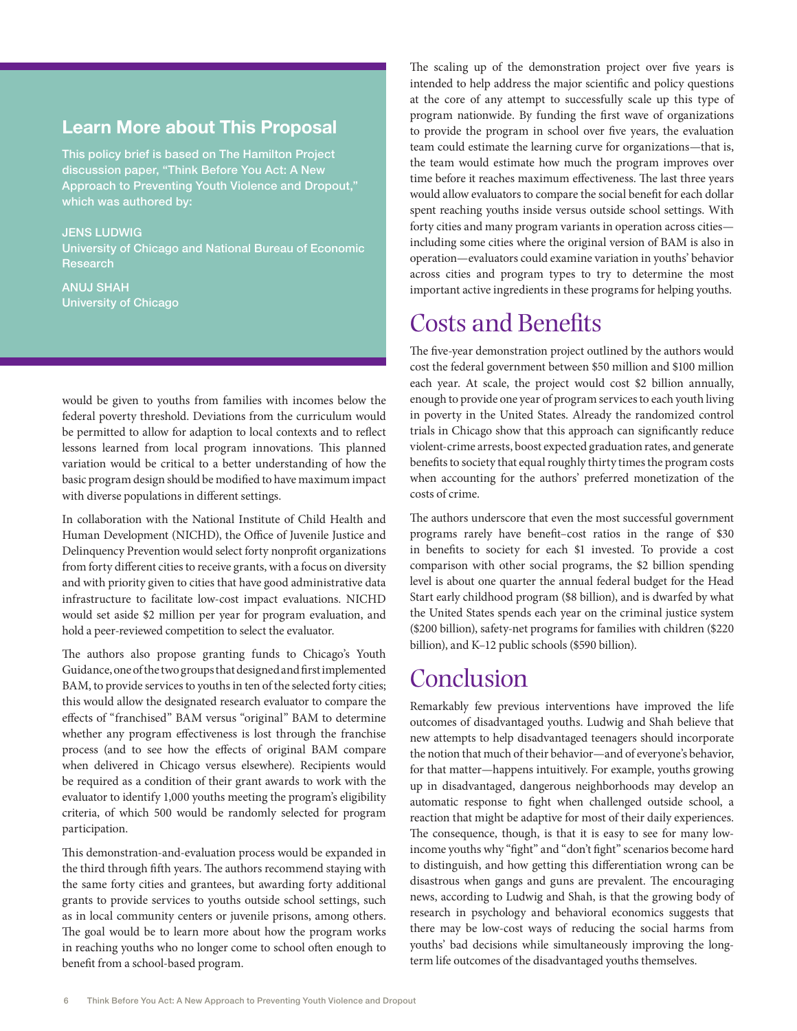## Learn More about This Proposal

This policy brief is based on The Hamilton Project discussion paper, "Think Before You Act: A New Approach to Preventing Youth Violence and Dropout," which was authored by:

JENS LUDWIG
University of Chicago and National Bureau of Economic Research

ANUJ SHAH
University of Chicago

would be given to youths from families with incomes below the federal poverty threshold. Deviations from the curriculum would be permitted to allow for adaption to local contexts and to reflect lessons learned from local program innovations. This planned variation would be critical to a better understanding of how the basic program design should be modified to have maximum impact with diverse populations in different settings.

In collaboration with the National Institute of Child Health and Human Development (NICHD), the Office of Juvenile Justice and Delinquency Prevention would select forty nonprofit organizations from forty different cities to receive grants, with a focus on diversity and with priority given to cities that have good administrative data infrastructure to facilitate low-cost impact evaluations. NICHD would set aside $2 million per year for program evaluation, and hold a peer-reviewed competition to select the evaluator.

The authors also propose granting funds to Chicago's Youth Guidance, one of the two groups that designed and first implemented BAM, to provide services to youths in ten of the selected forty cities; this would allow the designated research evaluator to compare the effects of "franchised" BAM versus "original" BAM to determine whether any program effectiveness is lost through the franchise process (and to see how the effects of original BAM compare when delivered in Chicago versus elsewhere). Recipients would be required as a condition of their grant awards to work with the evaluator to identify 1,000 youths meeting the program's eligibility criteria, of which 500 would be randomly selected for program participation.

This demonstration-and-evaluation process would be expanded in the third through fifth years. The authors recommend staying with the same forty cities and grantees, but awarding forty additional grants to provide services to youths outside school settings, such as in local community centers or juvenile prisons, among others. The goal would be to learn more about how the program works in reaching youths who no longer come to school often enough to benefit from a school-based program.

The scaling up of the demonstration project over five years is intended to help address the major scientific and policy questions at the core of any attempt to successfully scale up this type of program nationwide. By funding the first wave of organizations to provide the program in school over five years, the evaluation team could estimate the learning curve for organizations—that is, the team would estimate how much the program improves over time before it reaches maximum effectiveness. The last three years would allow evaluators to compare the social benefit for each dollar spent reaching youths inside versus outside school settings. With forty cities and many program variants in operation across cities—including some cities where the original version of BAM is also in operation—evaluators could examine variation in youths' behavior across cities and program types to try to determine the most important active ingredients in these programs for helping youths.

## Costs and Benefits

The five-year demonstration project outlined by the authors would cost the federal government between $50 million and $100 million each year. At scale, the project would cost $2 billion annually, enough to provide one year of program services to each youth living in poverty in the United States. Already the randomized control trials in Chicago show that this approach can significantly reduce violent-crime arrests, boost expected graduation rates, and generate benefits to society that equal roughly thirty times the program costs when accounting for the authors' preferred monetization of the costs of crime.

The authors underscore that even the most successful government programs rarely have benefit–cost ratios in the range of $30 in benefits to society for each $1 invested. To provide a cost comparison with other social programs, the $2 billion spending level is about one quarter the annual federal budget for the Head Start early childhood program ($8 billion), and is dwarfed by what the United States spends each year on the criminal justice system ($200 billion), safety-net programs for families with children ($220 billion), and K–12 public schools ($590 billion).

## Conclusion

Remarkably few previous interventions have improved the life outcomes of disadvantaged youths. Ludwig and Shah believe that new attempts to help disadvantaged teenagers should incorporate the notion that much of their behavior—and of everyone's behavior, for that matter—happens intuitively. For example, youths growing up in disadvantaged, dangerous neighborhoods may develop an automatic response to fight when challenged outside school, a reaction that might be adaptive for most of their daily experiences. The consequence, though, is that it is easy to see for many low-income youths why "fight" and "don't fight" scenarios become hard to distinguish, and how getting this differentiation wrong can be disastrous when gangs and guns are prevalent. The encouraging news, according to Ludwig and Shah, is that the growing body of research in psychology and behavioral economics suggests that there may be low-cost ways of reducing the social harms from youths' bad decisions while simultaneously improving the long-term life outcomes of the disadvantaged youths themselves.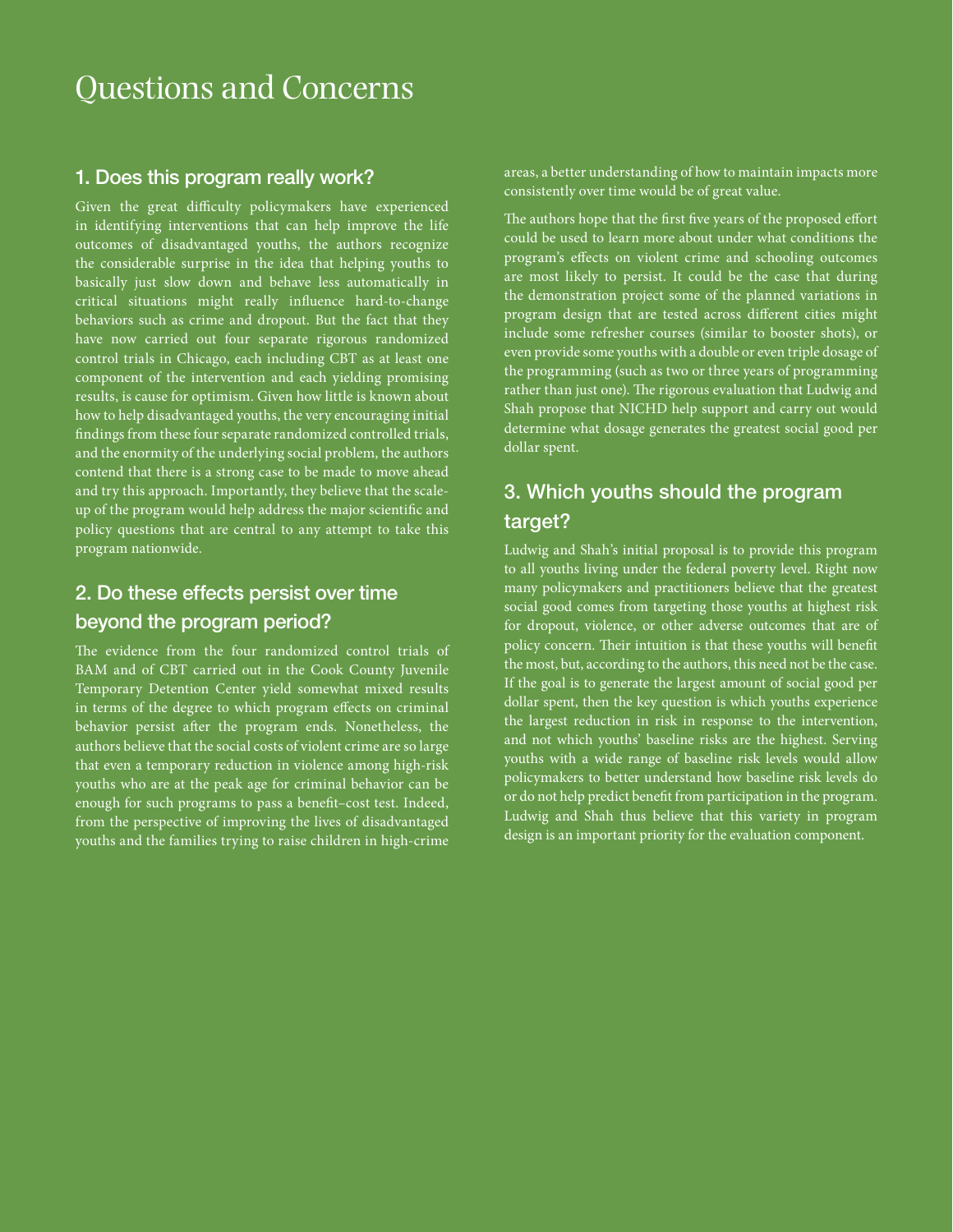# Questions and Concerns

## 1. Does this program really work?

Given the great difficulty policymakers have experienced in identifying interventions that can help improve the life outcomes of disadvantaged youths, the authors recognize the considerable surprise in the idea that helping youths to basically just slow down and behave less automatically in critical situations might really influence hard-to-change behaviors such as crime and dropout. But the fact that they have now carried out four separate rigorous randomized control trials in Chicago, each including CBT as at least one component of the intervention and each yielding promising results, is cause for optimism. Given how little is known about how to help disadvantaged youths, the very encouraging initial findings from these four separate randomized controlled trials, and the enormity of the underlying social problem, the authors contend that there is a strong case to be made to move ahead and try this approach. Importantly, they believe that the scale-up of the program would help address the major scientific and policy questions that are central to any attempt to take this program nationwide.

## 2. Do these effects persist over time beyond the program period?

The evidence from the four randomized control trials of BAM and of CBT carried out in the Cook County Juvenile Temporary Detention Center yield somewhat mixed results in terms of the degree to which program effects on criminal behavior persist after the program ends. Nonetheless, the authors believe that the social costs of violent crime are so large that even a temporary reduction in violence among high-risk youths who are at the peak age for criminal behavior can be enough for such programs to pass a benefit–cost test. Indeed, from the perspective of improving the lives of disadvantaged youths and the families trying to raise children in high-crime areas, a better understanding of how to maintain impacts more consistently over time would be of great value.

The authors hope that the first five years of the proposed effort could be used to learn more about under what conditions the program's effects on violent crime and schooling outcomes are most likely to persist. It could be the case that during the demonstration project some of the planned variations in program design that are tested across different cities might include some refresher courses (similar to booster shots), or even provide some youths with a double or even triple dosage of the programming (such as two or three years of programming rather than just one). The rigorous evaluation that Ludwig and Shah propose that NICHD help support and carry out would determine what dosage generates the greatest social good per dollar spent.

## 3. Which youths should the program target?

Ludwig and Shah's initial proposal is to provide this program to all youths living under the federal poverty level. Right now many policymakers and practitioners believe that the greatest social good comes from targeting those youths at highest risk for dropout, violence, or other adverse outcomes that are of policy concern. Their intuition is that these youths will benefit the most, but, according to the authors, this need not be the case. If the goal is to generate the largest amount of social good per dollar spent, then the key question is which youths experience the largest reduction in risk in response to the intervention, and not which youths' baseline risks are the highest. Serving youths with a wide range of baseline risk levels would allow policymakers to better understand how baseline risk levels do or do not help predict benefit from participation in the program. Ludwig and Shah thus believe that this variety in program design is an important priority for the evaluation component.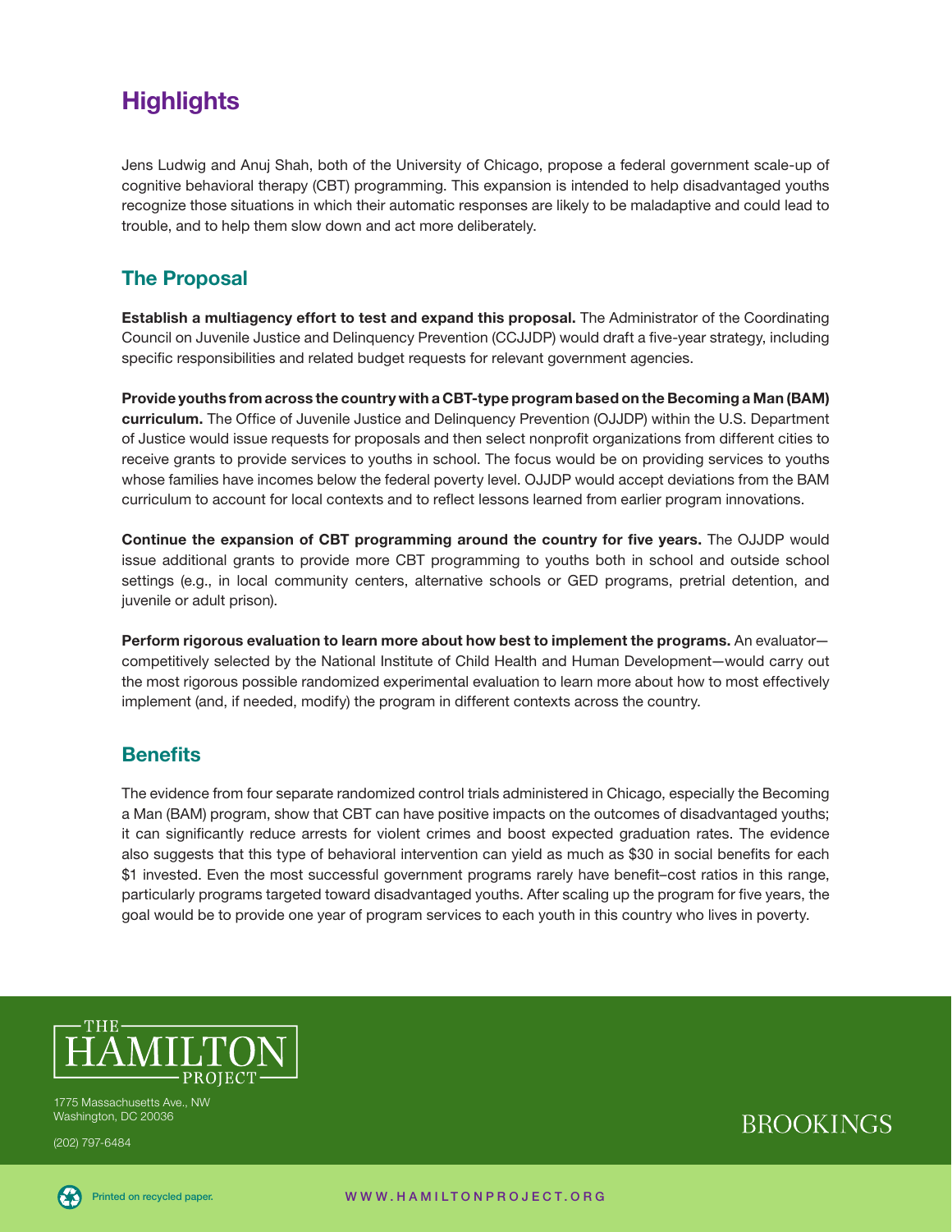## Highlights

Jens Ludwig and Anuj Shah, both of the University of Chicago, propose a federal government scale-up of cognitive behavioral therapy (CBT) programming. This expansion is intended to help disadvantaged youths recognize those situations in which their automatic responses are likely to be maladaptive and could lead to trouble, and to help them slow down and act more deliberately.

### The Proposal

**Establish a multiagency effort to test and expand this proposal.** The Administrator of the Coordinating Council on Juvenile Justice and Delinquency Prevention (CCJJDP) would draft a five-year strategy, including specific responsibilities and related budget requests for relevant government agencies.

**Provide youths from across the country with a CBT-type program based on the Becoming a Man (BAM) curriculum.** The Office of Juvenile Justice and Delinquency Prevention (OJJDP) within the U.S. Department of Justice would issue requests for proposals and then select nonprofit organizations from different cities to receive grants to provide services to youths in school. The focus would be on providing services to youths whose families have incomes below the federal poverty level. OJJDP would accept deviations from the BAM curriculum to account for local contexts and to reflect lessons learned from earlier program innovations.

**Continue the expansion of CBT programming around the country for five years.** The OJJDP would issue additional grants to provide more CBT programming to youths both in school and outside school settings (e.g., in local community centers, alternative schools or GED programs, pretrial detention, and juvenile or adult prison).

**Perform rigorous evaluation to learn more about how best to implement the programs.** An evaluator—competitively selected by the National Institute of Child Health and Human Development—would carry out the most rigorous possible randomized experimental evaluation to learn more about how to most effectively implement (and, if needed, modify) the program in different contexts across the country.

### Benefits

The evidence from four separate randomized control trials administered in Chicago, especially the Becoming a Man (BAM) program, show that CBT can have positive impacts on the outcomes of disadvantaged youths; it can significantly reduce arrests for violent crimes and boost expected graduation rates. The evidence also suggests that this type of behavioral intervention can yield as much as $30 in social benefits for each $1 invested. Even the most successful government programs rarely have benefit–cost ratios in this range, particularly programs targeted toward disadvantaged youths. After scaling up the program for five years, the goal would be to provide one year of program services to each youth in this country who lives in poverty.

THE HAMILTON PROJECT

1775 Massachusetts Ave., NW
Washington, DC 20036

(202) 797-6484

BROOKINGS

Printed on recycled paper.

WWW.HAMILTONPROJECT.ORG